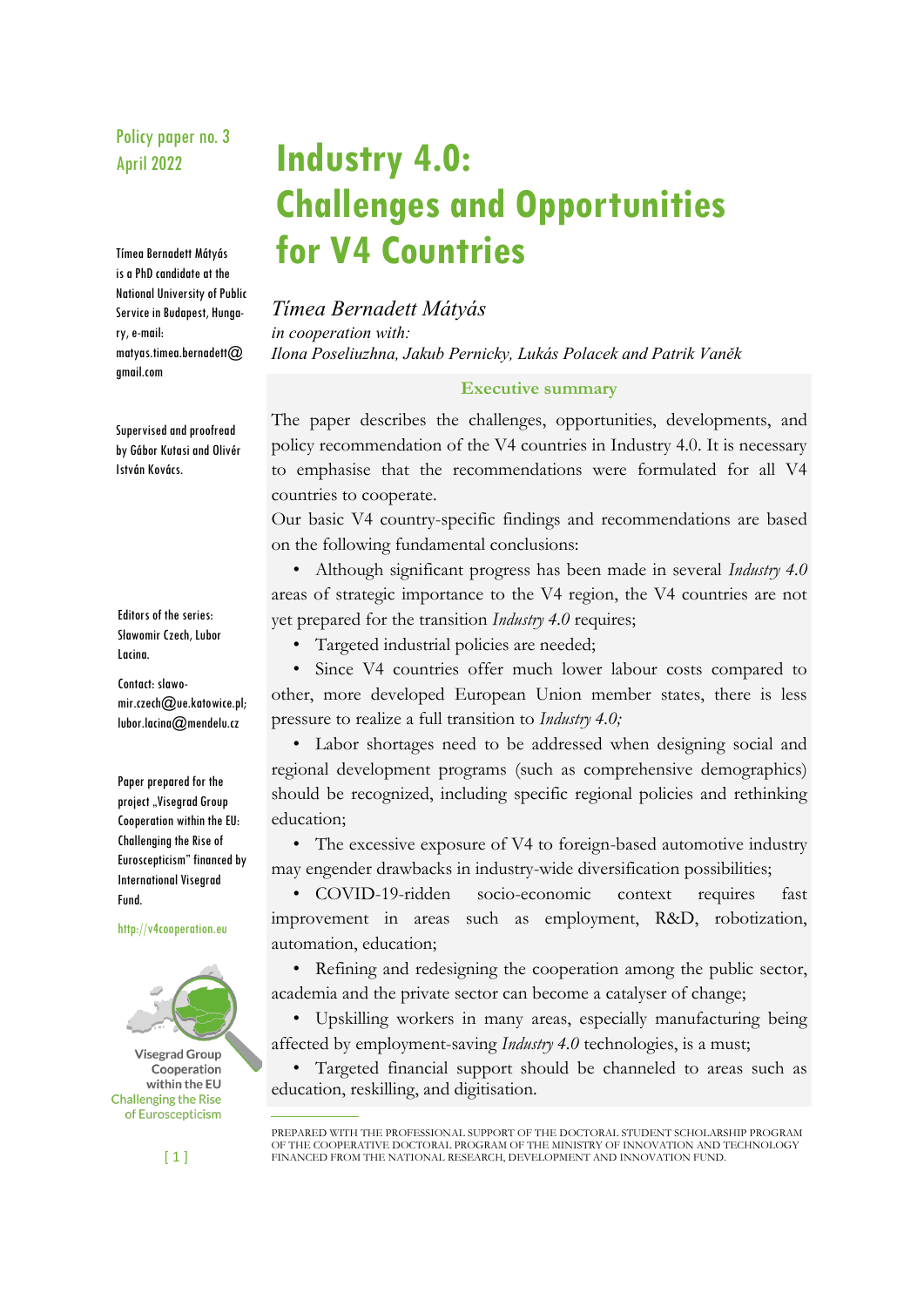Policy paper no. 3
April 2022

# Industry 4.0: Challenges and Opportunities for V4 Countries

*Tímea Bernadett Mátyás*
*in cooperation with:*
*Ilona Poseliuzhna, Jakub Pernicky, Lukás Polacek and Patrik Vaněk*

Tímea Bernadett Mátyás is a PhD candidate at the National University of Public Service in Budapest, Hungary, e-mail: matyas.timea.bernadett@gmail.com

Supervised and proofread by Gábor Kutasi and Olivér István Kovács.

Editors of the series: Slawomir Czech, Lubor Lacina.

Contact: slawomir.czech@ue.katowice.pl; lubor.lacina@mendelu.cz

Paper prepared for the project „Visegrad Group Cooperation within the EU: Challenging the Rise of Euroscepticism" financed by International Visegrad Fund.

http://v4cooperation.eu

Visegrad Group Cooperation within the EU
Challenging the Rise of Euroscepticism

## Executive summary

The paper describes the challenges, opportunities, developments, and policy recommendation of the V4 countries in Industry 4.0. It is necessary to emphasise that the recommendations were formulated for all V4 countries to cooperate.

Our basic V4 country-specific findings and recommendations are based on the following fundamental conclusions:

- Although significant progress has been made in several *Industry 4.0* areas of strategic importance to the V4 region, the V4 countries are not yet prepared for the transition *Industry 4.0* requires;
- Targeted industrial policies are needed;
- Since V4 countries offer much lower labour costs compared to other, more developed European Union member states, there is less pressure to realize a full transition to *Industry 4.0;*
- Labor shortages need to be addressed when designing social and regional development programs (such as comprehensive demographics) should be recognized, including specific regional policies and rethinking education;
- The excessive exposure of V4 to foreign-based automotive industry may engender drawbacks in industry-wide diversification possibilities;
- COVID-19-ridden socio-economic context requires fast improvement in areas such as employment, R&D, robotization, automation, education;
- Refining and redesigning the cooperation among the public sector, academia and the private sector can become a catalyser of change;
- Upskilling workers in many areas, especially manufacturing being affected by employment-saving *Industry 4.0* technologies, is a must;
- Targeted financial support should be channeled to areas such as education, reskilling, and digitisation.

PREPARED WITH THE PROFESSIONAL SUPPORT OF THE DOCTORAL STUDENT SCHOLARSHIP PROGRAM OF THE COOPERATIVE DOCTORAL PROGRAM OF THE MINISTRY OF INNOVATION AND TECHNOLOGY FINANCED FROM THE NATIONAL RESEARCH, DEVELOPMENT AND INNOVATION FUND.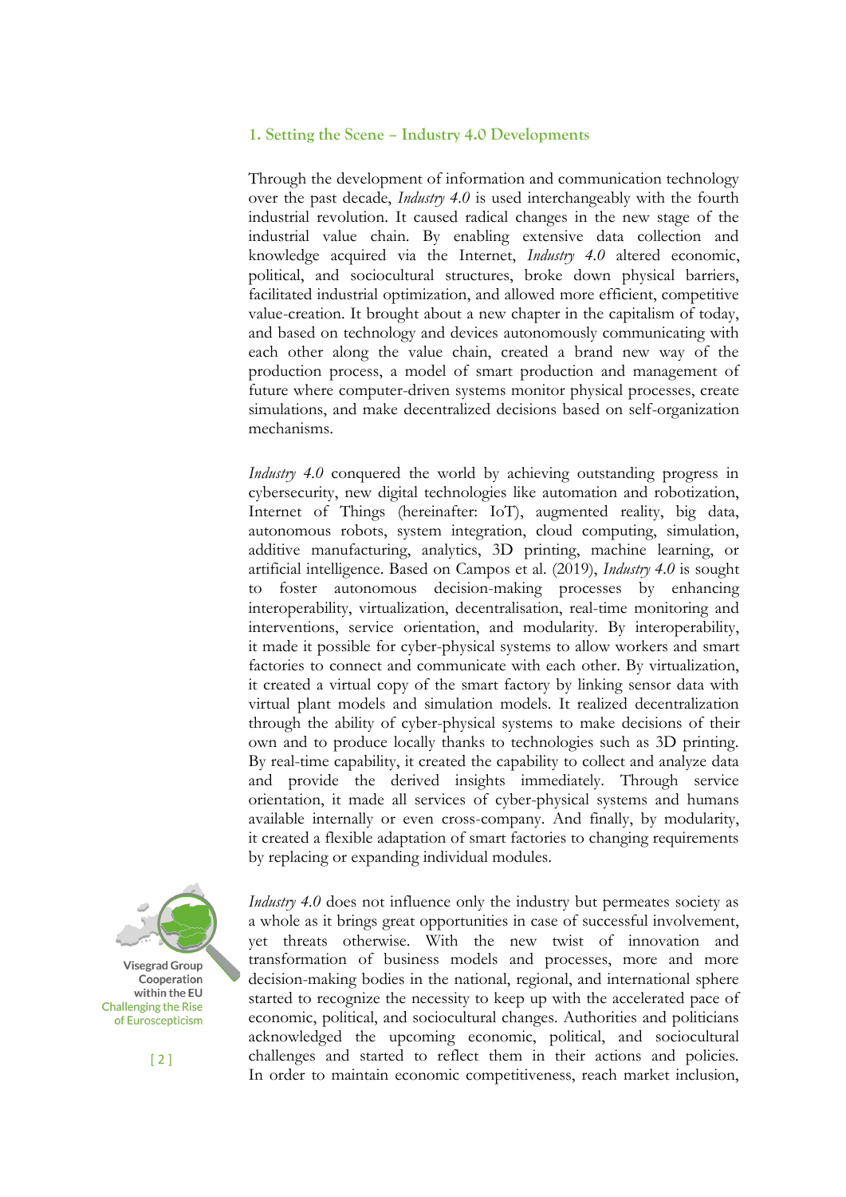## 1. Setting the Scene – Industry 4.0 Developments

Through the development of information and communication technology over the past decade, *Industry 4.0* is used interchangeably with the fourth industrial revolution. It caused radical changes in the new stage of the industrial value chain. By enabling extensive data collection and knowledge acquired via the Internet, *Industry 4.0* altered economic, political, and sociocultural structures, broke down physical barriers, facilitated industrial optimization, and allowed more efficient, competitive value-creation. It brought about a new chapter in the capitalism of today, and based on technology and devices autonomously communicating with each other along the value chain, created a brand new way of the production process, a model of smart production and management of future where computer-driven systems monitor physical processes, create simulations, and make decentralized decisions based on self-organization mechanisms.

*Industry 4.0* conquered the world by achieving outstanding progress in cybersecurity, new digital technologies like automation and robotization, Internet of Things (hereinafter: IoT), augmented reality, big data, autonomous robots, system integration, cloud computing, simulation, additive manufacturing, analytics, 3D printing, machine learning, or artificial intelligence. Based on Campos et al. (2019), *Industry 4.0* is sought to foster autonomous decision-making processes by enhancing interoperability, virtualization, decentralisation, real-time monitoring and interventions, service orientation, and modularity. By interoperability, it made it possible for cyber-physical systems to allow workers and smart factories to connect and communicate with each other. By virtualization, it created a virtual copy of the smart factory by linking sensor data with virtual plant models and simulation models. It realized decentralization through the ability of cyber-physical systems to make decisions of their own and to produce locally thanks to technologies such as 3D printing. By real-time capability, it created the capability to collect and analyze data and provide the derived insights immediately. Through service orientation, it made all services of cyber-physical systems and humans available internally or even cross-company. And finally, by modularity, it created a flexible adaptation of smart factories to changing requirements by replacing or expanding individual modules.

*Industry 4.0* does not influence only the industry but permeates society as a whole as it brings great opportunities in case of successful involvement, yet threats otherwise. With the new twist of innovation and transformation of business models and processes, more and more decision-making bodies in the national, regional, and international sphere started to recognize the necessity to keep up with the accelerated pace of economic, political, and sociocultural changes. Authorities and politicians acknowledged the upcoming economic, political, and sociocultural challenges and started to reflect them in their actions and policies. In order to maintain economic competitiveness, reach market inclusion,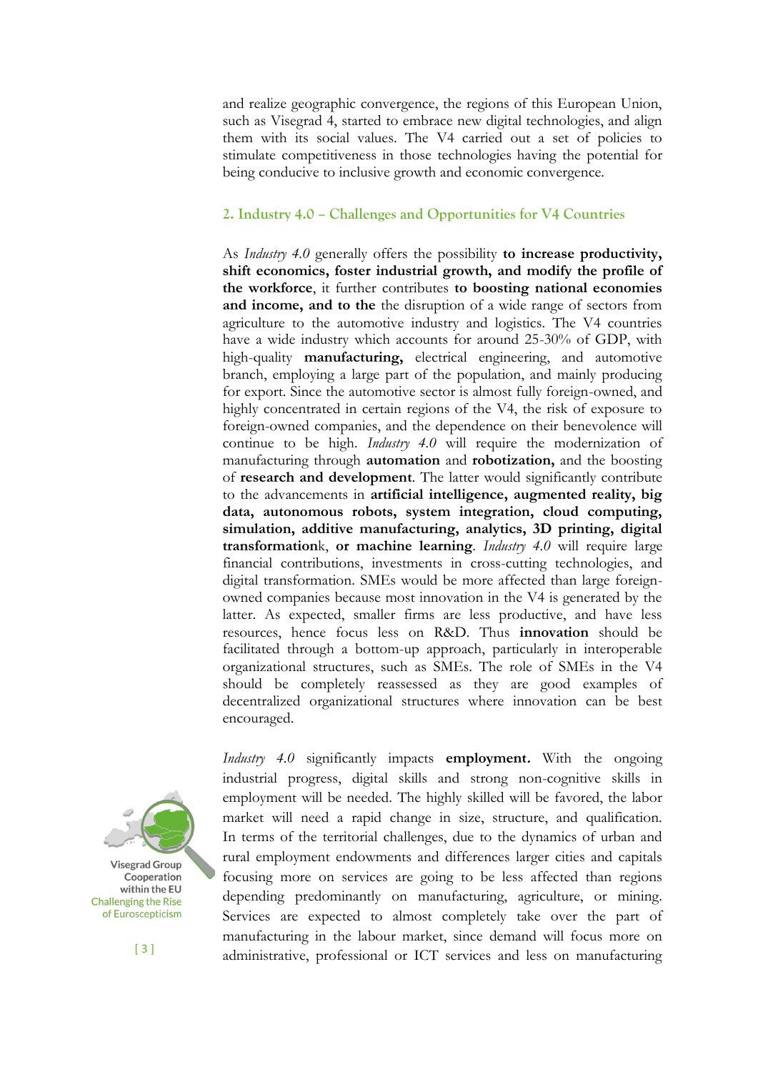and realize geographic convergence, the regions of this European Union, such as Visegrad 4, started to embrace new digital technologies, and align them with its social values. The V4 carried out a set of policies to stimulate competitiveness in those technologies having the potential for being conducive to inclusive growth and economic convergence.

## 2. Industry 4.0 – Challenges and Opportunities for V4 Countries

As *Industry 4.0* generally offers the possibility **to increase productivity, shift economics, foster industrial growth, and modify the profile of the workforce**, it further contributes **to boosting national economies and income, and to the** the disruption of a wide range of sectors from agriculture to the automotive industry and logistics. The V4 countries have a wide industry which accounts for around 25-30% of GDP, with high-quality **manufacturing,** electrical engineering, and automotive branch, employing a large part of the population, and mainly producing for export. Since the automotive sector is almost fully foreign-owned, and highly concentrated in certain regions of the V4, the risk of exposure to foreign-owned companies, and the dependence on their benevolence will continue to be high. *Industry 4.0* will require the modernization of manufacturing through **automation** and **robotization,** and the boosting of **research and development**. The latter would significantly contribute to the advancements in **artificial intelligence, augmented reality, big data, autonomous robots, system integration, cloud computing, simulation, additive manufacturing, analytics, 3D printing, digital transformation**k, **or machine learning**. *Industry 4.0* will require large financial contributions, investments in cross-cutting technologies, and digital transformation. SMEs would be more affected than large foreign-owned companies because most innovation in the V4 is generated by the latter. As expected, smaller firms are less productive, and have less resources, hence focus less on R&D. Thus **innovation** should be facilitated through a bottom-up approach, particularly in interoperable organizational structures, such as SMEs. The role of SMEs in the V4 should be completely reassessed as they are good examples of decentralized organizational structures where innovation can be best encouraged.

*Industry 4.0* significantly impacts **employment.** With the ongoing industrial progress, digital skills and strong non-cognitive skills in employment will be needed. The highly skilled will be favored, the labor market will need a rapid change in size, structure, and qualification. In terms of the territorial challenges, due to the dynamics of urban and rural employment endowments and differences larger cities and capitals focusing more on services are going to be less affected than regions depending predominantly on manufacturing, agriculture, or mining. Services are expected to almost completely take over the part of manufacturing in the labour market, since demand will focus more on administrative, professional or ICT services and less on manufacturing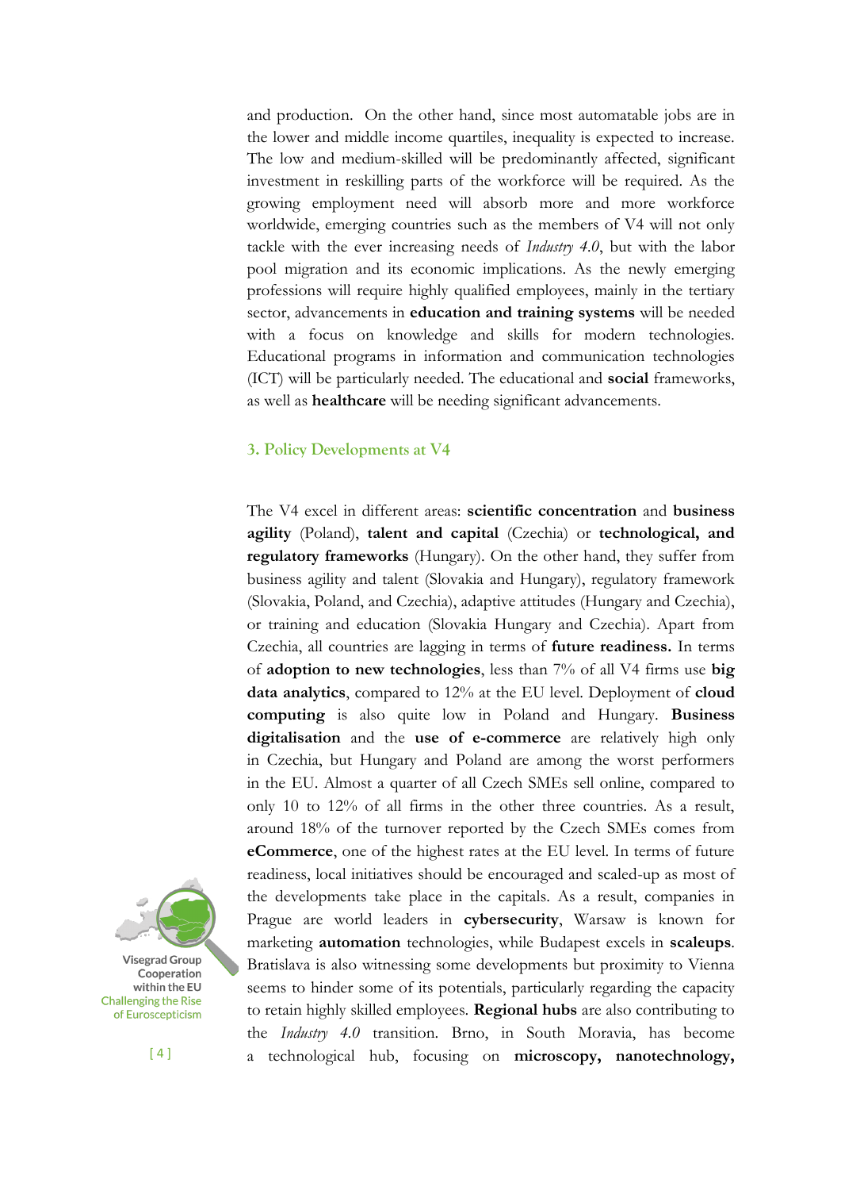and production. On the other hand, since most automatable jobs are in the lower and middle income quartiles, inequality is expected to increase. The low and medium-skilled will be predominantly affected, significant investment in reskilling parts of the workforce will be required. As the growing employment need will absorb more and more workforce worldwide, emerging countries such as the members of V4 will not only tackle with the ever increasing needs of *Industry 4.0*, but with the labor pool migration and its economic implications. As the newly emerging professions will require highly qualified employees, mainly in the tertiary sector, advancements in **education and training systems** will be needed with a focus on knowledge and skills for modern technologies. Educational programs in information and communication technologies (ICT) will be particularly needed. The educational and **social** frameworks, as well as **healthcare** will be needing significant advancements.

## 3. Policy Developments at V4

The V4 excel in different areas: **scientific concentration** and **business agility** (Poland), **talent and capital** (Czechia) or **technological, and regulatory frameworks** (Hungary). On the other hand, they suffer from business agility and talent (Slovakia and Hungary), regulatory framework (Slovakia, Poland, and Czechia), adaptive attitudes (Hungary and Czechia), or training and education (Slovakia Hungary and Czechia). Apart from Czechia, all countries are lagging in terms of **future readiness.** In terms of **adoption to new technologies**, less than 7% of all V4 firms use **big data analytics**, compared to 12% at the EU level. Deployment of **cloud computing** is also quite low in Poland and Hungary. **Business digitalisation** and the **use of e-commerce** are relatively high only in Czechia, but Hungary and Poland are among the worst performers in the EU. Almost a quarter of all Czech SMEs sell online, compared to only 10 to 12% of all firms in the other three countries. As a result, around 18% of the turnover reported by the Czech SMEs comes from **eCommerce**, one of the highest rates at the EU level. In terms of future readiness, local initiatives should be encouraged and scaled-up as most of the developments take place in the capitals. As a result, companies in Prague are world leaders in **cybersecurity**, Warsaw is known for marketing **automation** technologies, while Budapest excels in **scaleups**. Bratislava is also witnessing some developments but proximity to Vienna seems to hinder some of its potentials, particularly regarding the capacity to retain highly skilled employees. **Regional hubs** are also contributing to the *Industry 4.0* transition. Brno, in South Moravia, has become a technological hub, focusing on **microscopy, nanotechnology,**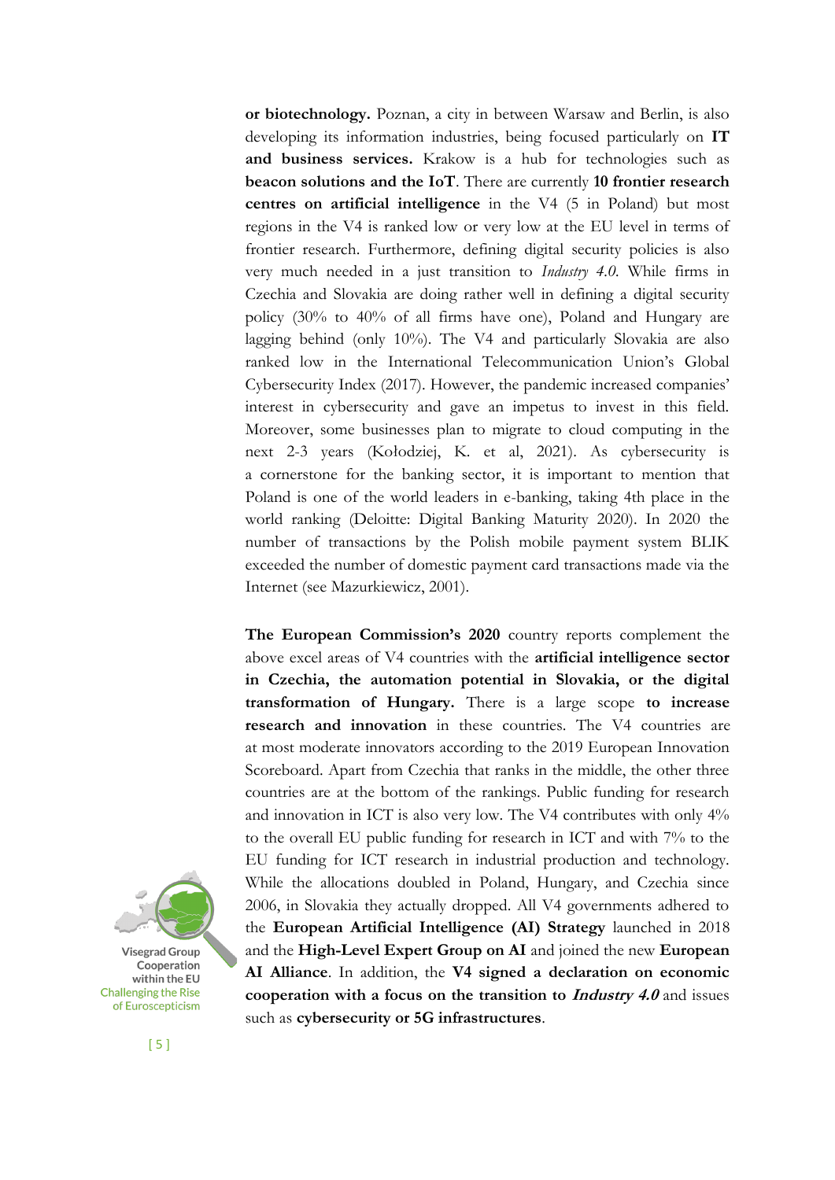**or biotechnology.** Poznan, a city in between Warsaw and Berlin, is also developing its information industries, being focused particularly on **IT and business services.** Krakow is a hub for technologies such as **beacon solutions and the IoT**. There are currently **10 frontier research centres on artificial intelligence** in the V4 (5 in Poland) but most regions in the V4 is ranked low or very low at the EU level in terms of frontier research. Furthermore, defining digital security policies is also very much needed in a just transition to *Industry 4.0*. While firms in Czechia and Slovakia are doing rather well in defining a digital security policy (30% to 40% of all firms have one), Poland and Hungary are lagging behind (only 10%). The V4 and particularly Slovakia are also ranked low in the International Telecommunication Union's Global Cybersecurity Index (2017). However, the pandemic increased companies' interest in cybersecurity and gave an impetus to invest in this field. Moreover, some businesses plan to migrate to cloud computing in the next 2-3 years (Kołodziej, K. et al, 2021). As cybersecurity is a cornerstone for the banking sector, it is important to mention that Poland is one of the world leaders in e-banking, taking 4th place in the world ranking (Deloitte: Digital Banking Maturity 2020). In 2020 the number of transactions by the Polish mobile payment system BLIK exceeded the number of domestic payment card transactions made via the Internet (see Mazurkiewicz, 2001).

**The European Commission's 2020** country reports complement the above excel areas of V4 countries with the **artificial intelligence sector in Czechia, the automation potential in Slovakia, or the digital transformation of Hungary.** There is a large scope **to increase research and innovation** in these countries. The V4 countries are at most moderate innovators according to the 2019 European Innovation Scoreboard. Apart from Czechia that ranks in the middle, the other three countries are at the bottom of the rankings. Public funding for research and innovation in ICT is also very low. The V4 contributes with only 4% to the overall EU public funding for research in ICT and with 7% to the EU funding for ICT research in industrial production and technology. While the allocations doubled in Poland, Hungary, and Czechia since 2006, in Slovakia they actually dropped. All V4 governments adhered to the **European Artificial Intelligence (AI) Strategy** launched in 2018 and the **High-Level Expert Group on AI** and joined the new **European AI Alliance**. In addition, the **V4 signed a declaration on economic cooperation with a focus on the transition to *Industry 4.0*** and issues such as **cybersecurity or 5G infrastructures**.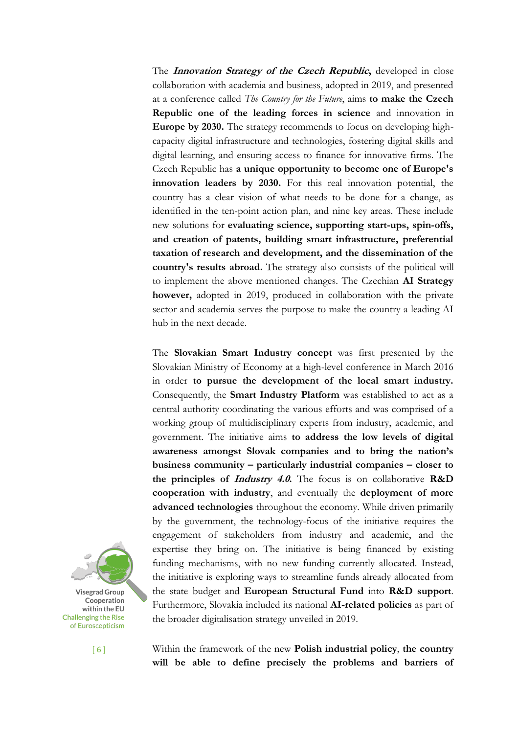The ***Innovation Strategy of the Czech Republic*****,** developed in close collaboration with academia and business, adopted in 2019, and presented at a conference called *The Country for the Future*, aims **to make the Czech Republic one of the leading forces in science** and innovation in **Europe by 2030.** The strategy recommends to focus on developing high-capacity digital infrastructure and technologies, fostering digital skills and digital learning, and ensuring access to finance for innovative firms. The Czech Republic has **a unique opportunity to become one of Europe's innovation leaders by 2030.** For this real innovation potential, the country has a clear vision of what needs to be done for a change, as identified in the ten-point action plan, and nine key areas. These include new solutions for **evaluating science, supporting start-ups, spin-offs, and creation of patents, building smart infrastructure, preferential taxation of research and development, and the dissemination of the country's results abroad.** The strategy also consists of the political will to implement the above mentioned changes. The Czechian **AI Strategy however,** adopted in 2019, produced in collaboration with the private sector and academia serves the purpose to make the country a leading AI hub in the next decade.

The **Slovakian Smart Industry concept** was first presented by the Slovakian Ministry of Economy at a high-level conference in March 2016 in order **to pursue the development of the local smart industry.** Consequently, the **Smart Industry Platform** was established to act as a central authority coordinating the various efforts and was comprised of a working group of multidisciplinary experts from industry, academic, and government. The initiative aims **to address the low levels of digital awareness amongst Slovak companies and to bring the nation's business community – particularly industrial companies – closer to the principles of *Industry 4.0.*** The focus is on collaborative **R&D cooperation with industry**, and eventually the **deployment of more advanced technologies** throughout the economy. While driven primarily by the government, the technology-focus of the initiative requires the engagement of stakeholders from industry and academic, and the expertise they bring on. The initiative is being financed by existing funding mechanisms, with no new funding currently allocated. Instead, the initiative is exploring ways to streamline funds already allocated from the state budget and **European Structural Fund** into **R&D support**. Furthermore, Slovakia included its national **AI-related policies** as part of the broader digitalisation strategy unveiled in 2019.

Within the framework of the new **Polish industrial policy**, **the country will be able to define precisely the problems and barriers of**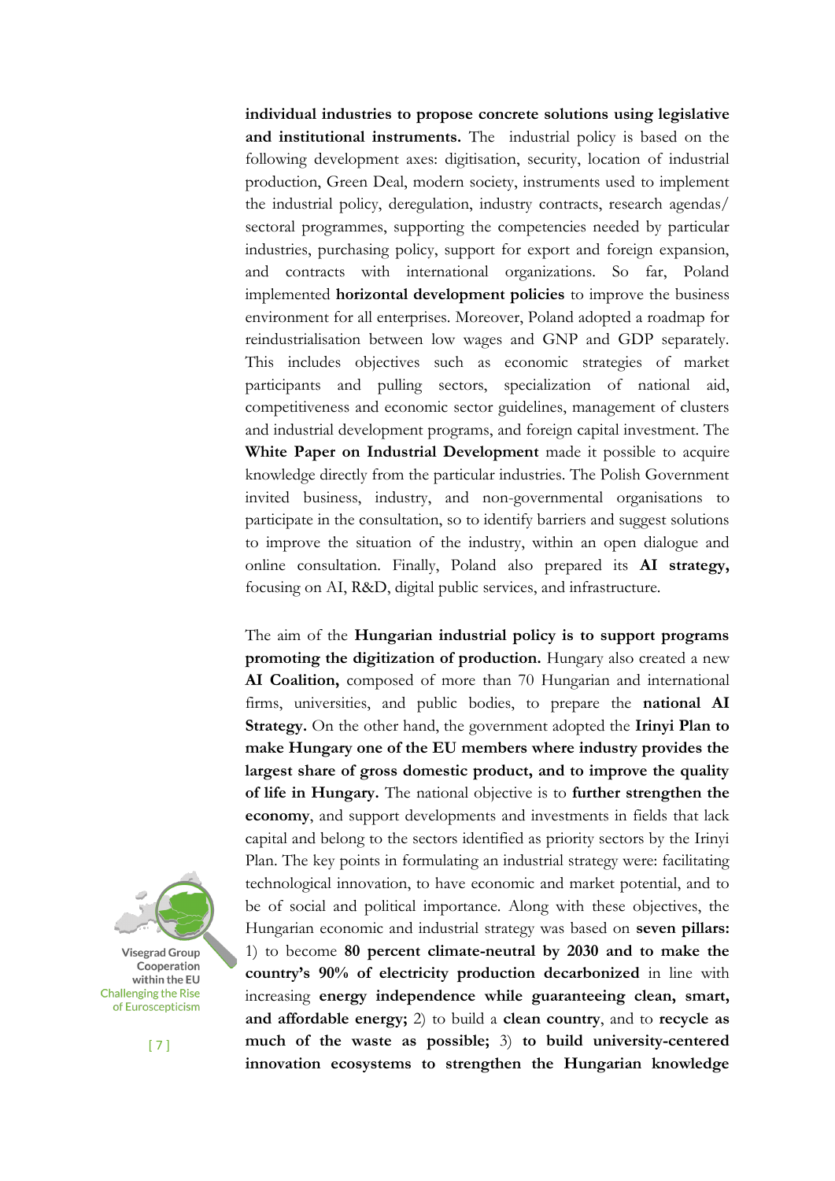**individual industries to propose concrete solutions using legislative and institutional instruments.** The industrial policy is based on the following development axes: digitisation, security, location of industrial production, Green Deal, modern society, instruments used to implement the industrial policy, deregulation, industry contracts, research agendas/ sectoral programmes, supporting the competencies needed by particular industries, purchasing policy, support for export and foreign expansion, and contracts with international organizations. So far, Poland implemented **horizontal development policies** to improve the business environment for all enterprises. Moreover, Poland adopted a roadmap for reindustrialisation between low wages and GNP and GDP separately. This includes objectives such as economic strategies of market participants and pulling sectors, specialization of national aid, competitiveness and economic sector guidelines, management of clusters and industrial development programs, and foreign capital investment. The **White Paper on Industrial Development** made it possible to acquire knowledge directly from the particular industries. The Polish Government invited business, industry, and non-governmental organisations to participate in the consultation, so to identify barriers and suggest solutions to improve the situation of the industry, within an open dialogue and online consultation. Finally, Poland also prepared its **AI strategy,** focusing on AI, R&D, digital public services, and infrastructure.

The aim of the **Hungarian industrial policy is to support programs promoting the digitization of production.** Hungary also created a new **AI Coalition,** composed of more than 70 Hungarian and international firms, universities, and public bodies, to prepare the **national AI Strategy.** On the other hand, the government adopted the **Irinyi Plan to make Hungary one of the EU members where industry provides the largest share of gross domestic product, and to improve the quality of life in Hungary.** The national objective is to **further strengthen the economy**, and support developments and investments in fields that lack capital and belong to the sectors identified as priority sectors by the Irinyi Plan. The key points in formulating an industrial strategy were: facilitating technological innovation, to have economic and market potential, and to be of social and political importance. Along with these objectives, the Hungarian economic and industrial strategy was based on **seven pillars:** 1) to become **80 percent climate-neutral by 2030 and to make the country's 90% of electricity production decarbonized** in line with increasing **energy independence while guaranteeing clean, smart, and affordable energy;** 2) to build a **clean country**, and to **recycle as much of the waste as possible;** 3) **to build university-centered innovation ecosystems to strengthen the Hungarian knowledge**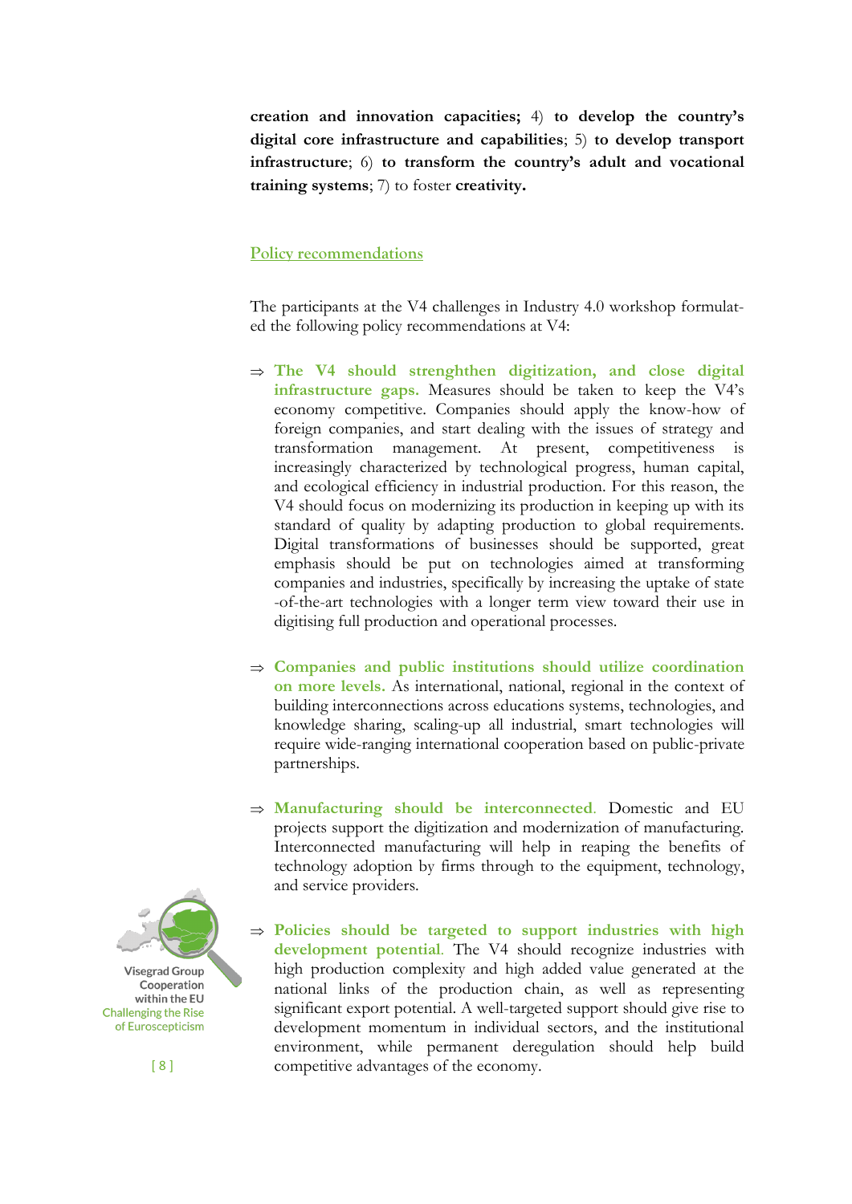**creation and innovation capacities;** 4) **to develop the country's digital core infrastructure and capabilities**; 5) **to develop transport infrastructure**; 6) **to transform the country's adult and vocational training systems**; 7) to foster **creativity.**

## Policy recommendations

The participants at the V4 challenges in Industry 4.0 workshop formulated the following policy recommendations at V4:

⇒ **The V4 should strenghthen digitization, and close digital infrastructure gaps.** Measures should be taken to keep the V4's economy competitive. Companies should apply the know-how of foreign companies, and start dealing with the issues of strategy and transformation management. At present, competitiveness is increasingly characterized by technological progress, human capital, and ecological efficiency in industrial production. For this reason, the V4 should focus on modernizing its production in keeping up with its standard of quality by adapting production to global requirements. Digital transformations of businesses should be supported, great emphasis should be put on technologies aimed at transforming companies and industries, specifically by increasing the uptake of state-of-the-art technologies with a longer term view toward their use in digitising full production and operational processes.

⇒ **Companies and public institutions should utilize coordination on more levels.** As international, national, regional in the context of building interconnections across educations systems, technologies, and knowledge sharing, scaling-up all industrial, smart technologies will require wide-ranging international cooperation based on public-private partnerships.

⇒ **Manufacturing should be interconnected.** Domestic and EU projects support the digitization and modernization of manufacturing. Interconnected manufacturing will help in reaping the benefits of technology adoption by firms through to the equipment, technology, and service providers.

⇒ **Policies should be targeted to support industries with high development potential.** The V4 should recognize industries with high production complexity and high added value generated at the national links of the production chain, as well as representing significant export potential. A well-targeted support should give rise to development momentum in individual sectors, and the institutional environment, while permanent deregulation should help build competitive advantages of the economy.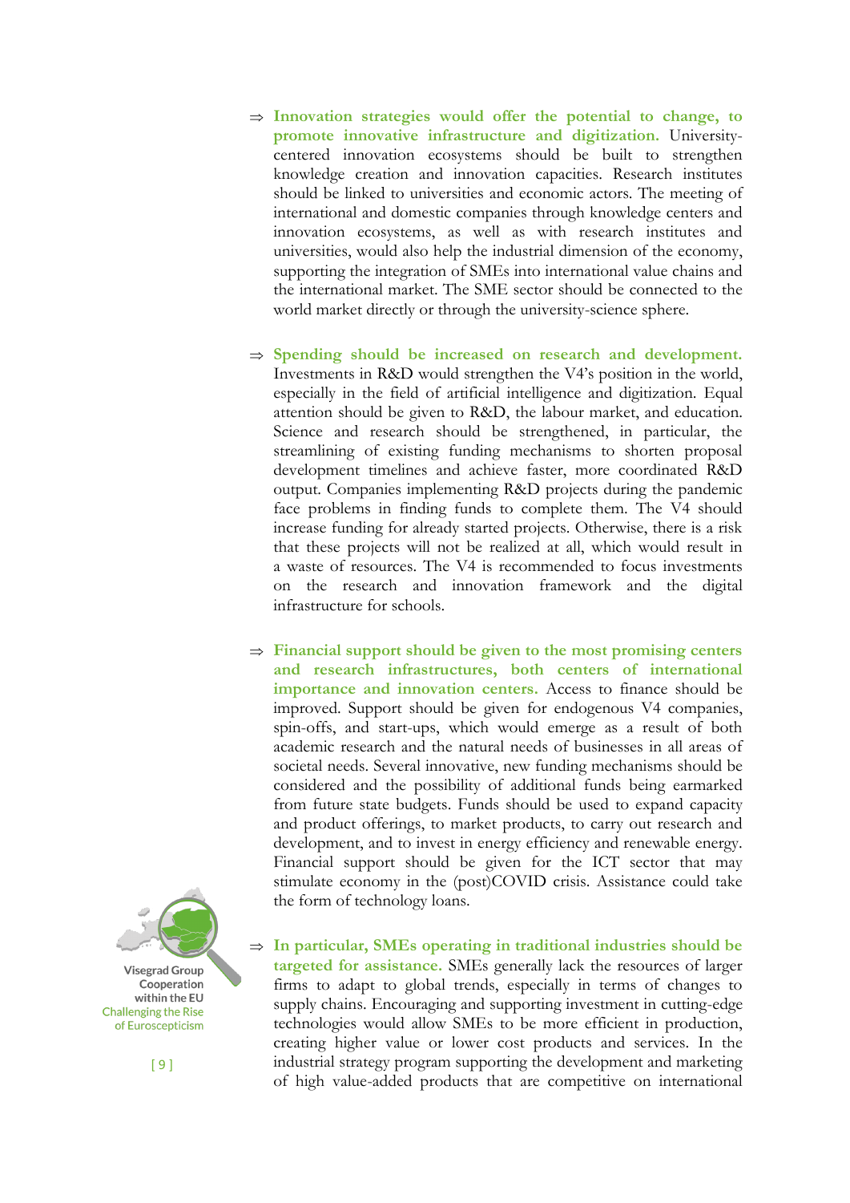⇒ **Innovation strategies would offer the potential to change, to promote innovative infrastructure and digitization.** University-centered innovation ecosystems should be built to strengthen knowledge creation and innovation capacities. Research institutes should be linked to universities and economic actors. The meeting of international and domestic companies through knowledge centers and innovation ecosystems, as well as with research institutes and universities, would also help the industrial dimension of the economy, supporting the integration of SMEs into international value chains and the international market. The SME sector should be connected to the world market directly or through the university-science sphere.

⇒ **Spending should be increased on research and development.** Investments in R&D would strengthen the V4's position in the world, especially in the field of artificial intelligence and digitization. Equal attention should be given to R&D, the labour market, and education. Science and research should be strengthened, in particular, the streamlining of existing funding mechanisms to shorten proposal development timelines and achieve faster, more coordinated R&D output. Companies implementing R&D projects during the pandemic face problems in finding funds to complete them. The V4 should increase funding for already started projects. Otherwise, there is a risk that these projects will not be realized at all, which would result in a waste of resources. The V4 is recommended to focus investments on the research and innovation framework and the digital infrastructure for schools.

⇒ **Financial support should be given to the most promising centers and research infrastructures, both centers of international importance and innovation centers.** Access to finance should be improved. Support should be given for endogenous V4 companies, spin-offs, and start-ups, which would emerge as a result of both academic research and the natural needs of businesses in all areas of societal needs. Several innovative, new funding mechanisms should be considered and the possibility of additional funds being earmarked from future state budgets. Funds should be used to expand capacity and product offerings, to market products, to carry out research and development, and to invest in energy efficiency and renewable energy. Financial support should be given for the ICT sector that may stimulate economy in the (post)COVID crisis. Assistance could take the form of technology loans.

⇒ **In particular, SMEs operating in traditional industries should be targeted for assistance.** SMEs generally lack the resources of larger firms to adapt to global trends, especially in terms of changes to supply chains. Encouraging and supporting investment in cutting-edge technologies would allow SMEs to be more efficient in production, creating higher value or lower cost products and services. In the industrial strategy program supporting the development and marketing of high value-added products that are competitive on international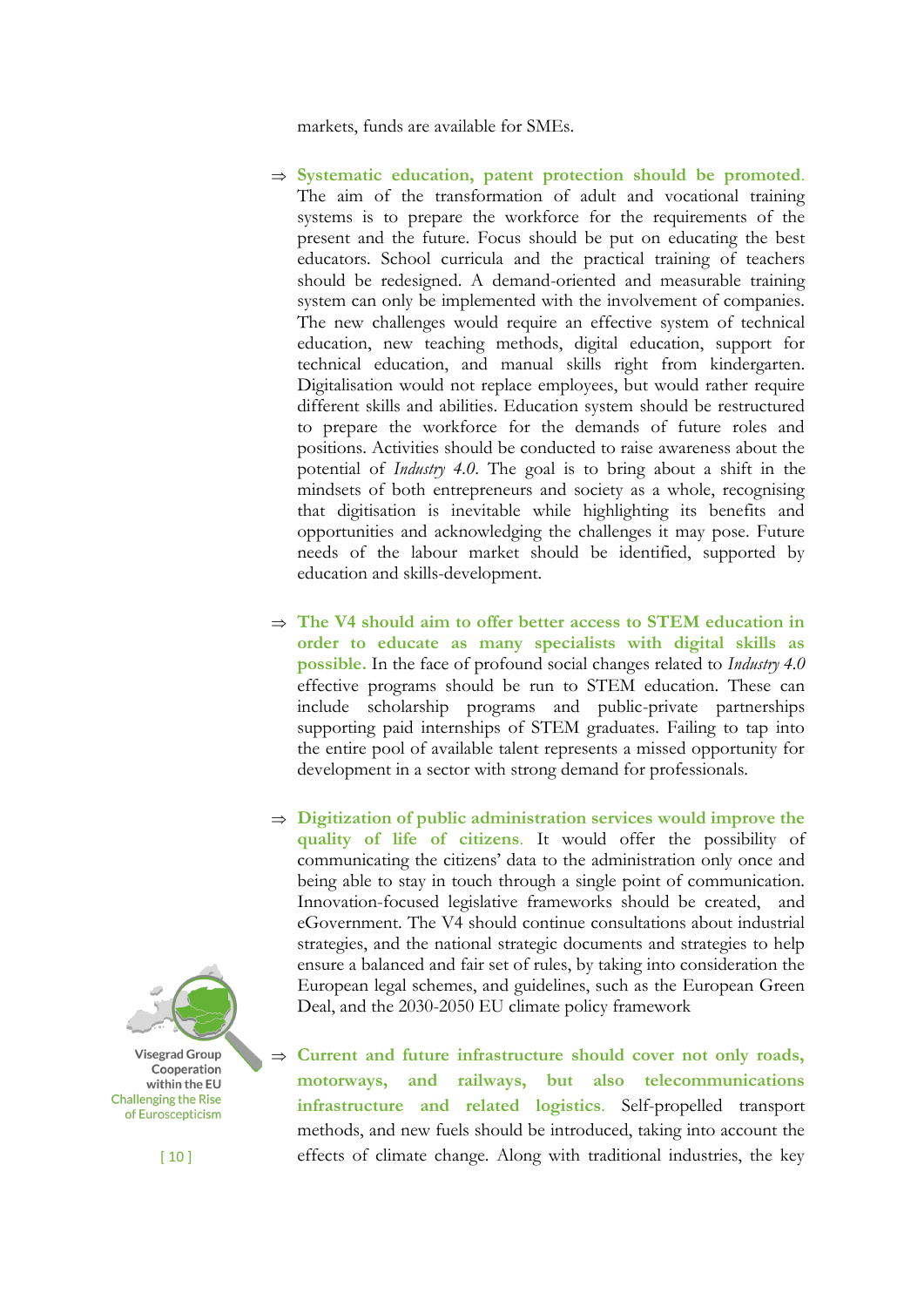markets, funds are available for SMEs.

⇒ **Systematic education, patent protection should be promoted.** The aim of the transformation of adult and vocational training systems is to prepare the workforce for the requirements of the present and the future. Focus should be put on educating the best educators. School curricula and the practical training of teachers should be redesigned. A demand-oriented and measurable training system can only be implemented with the involvement of companies. The new challenges would require an effective system of technical education, new teaching methods, digital education, support for technical education, and manual skills right from kindergarten. Digitalisation would not replace employees, but would rather require different skills and abilities. Education system should be restructured to prepare the workforce for the demands of future roles and positions. Activities should be conducted to raise awareness about the potential of *Industry 4.0*. The goal is to bring about a shift in the mindsets of both entrepreneurs and society as a whole, recognising that digitisation is inevitable while highlighting its benefits and opportunities and acknowledging the challenges it may pose. Future needs of the labour market should be identified, supported by education and skills-development.

⇒ **The V4 should aim to offer better access to STEM education in order to educate as many specialists with digital skills as possible.** In the face of profound social changes related to *Industry 4.0* effective programs should be run to STEM education. These can include scholarship programs and public-private partnerships supporting paid internships of STEM graduates. Failing to tap into the entire pool of available talent represents a missed opportunity for development in a sector with strong demand for professionals.

⇒ **Digitization of public administration services would improve the quality of life of citizens.** It would offer the possibility of communicating the citizens' data to the administration only once and being able to stay in touch through a single point of communication. Innovation-focused legislative frameworks should be created, and eGovernment. The V4 should continue consultations about industrial strategies, and the national strategic documents and strategies to help ensure a balanced and fair set of rules, by taking into consideration the European legal schemes, and guidelines, such as the European Green Deal, and the 2030-2050 EU climate policy framework

⇒ **Current and future infrastructure should cover not only roads, motorways, and railways, but also telecommunications infrastructure and related logistics.** Self-propelled transport methods, and new fuels should be introduced, taking into account the effects of climate change. Along with traditional industries, the key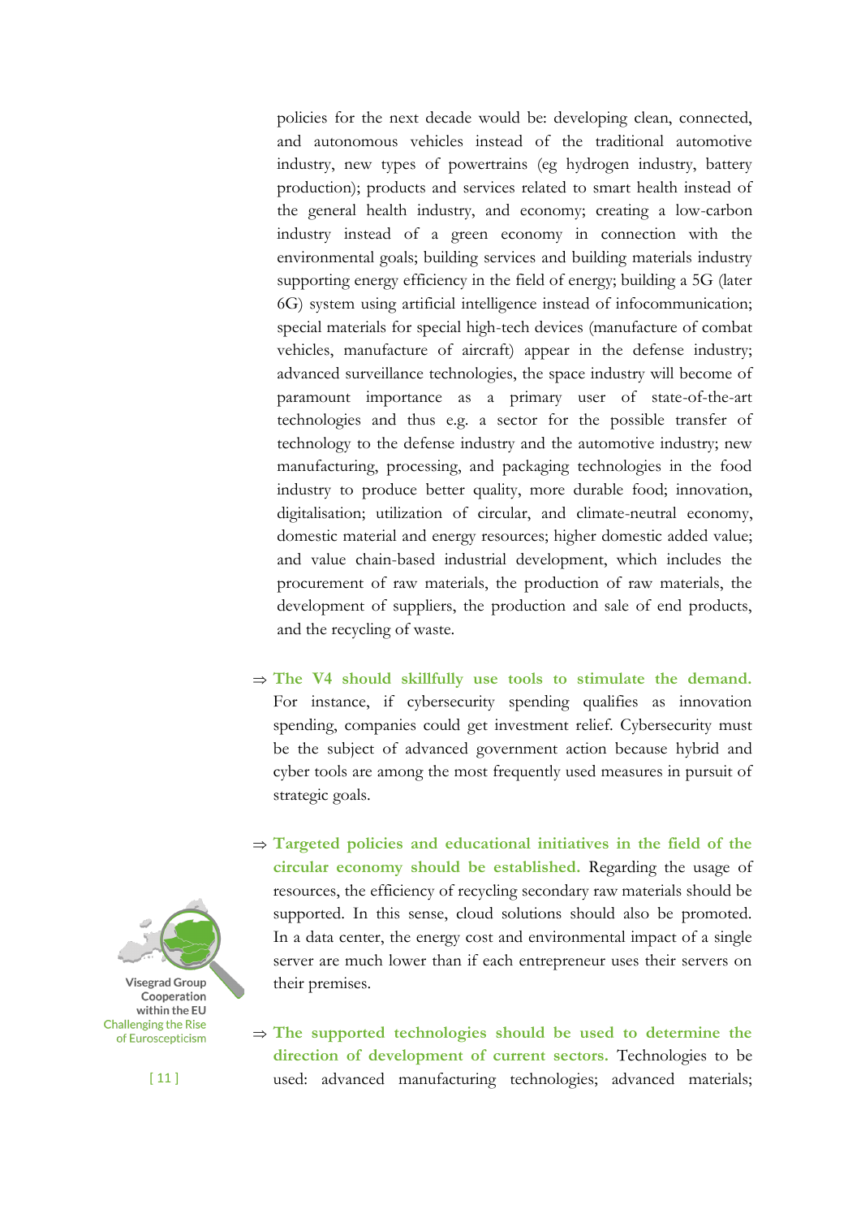policies for the next decade would be: developing clean, connected, and autonomous vehicles instead of the traditional automotive industry, new types of powertrains (eg hydrogen industry, battery production); products and services related to smart health instead of the general health industry, and economy; creating a low-carbon industry instead of a green economy in connection with the environmental goals; building services and building materials industry supporting energy efficiency in the field of energy; building a 5G (later 6G) system using artificial intelligence instead of infocommunication; special materials for special high-tech devices (manufacture of combat vehicles, manufacture of aircraft) appear in the defense industry; advanced surveillance technologies, the space industry will become of paramount importance as a primary user of state-of-the-art technologies and thus e.g. a sector for the possible transfer of technology to the defense industry and the automotive industry; new manufacturing, processing, and packaging technologies in the food industry to produce better quality, more durable food; innovation, digitalisation; utilization of circular, and climate-neutral economy, domestic material and energy resources; higher domestic added value; and value chain-based industrial development, which includes the procurement of raw materials, the production of raw materials, the development of suppliers, the production and sale of end products, and the recycling of waste.

⇒ **The V4 should skillfully use tools to stimulate the demand.** For instance, if cybersecurity spending qualifies as innovation spending, companies could get investment relief. Cybersecurity must be the subject of advanced government action because hybrid and cyber tools are among the most frequently used measures in pursuit of strategic goals.

⇒ **Targeted policies and educational initiatives in the field of the circular economy should be established.** Regarding the usage of resources, the efficiency of recycling secondary raw materials should be supported. In this sense, cloud solutions should also be promoted. In a data center, the energy cost and environmental impact of a single server are much lower than if each entrepreneur uses their servers on their premises.

⇒ **The supported technologies should be used to determine the direction of development of current sectors.** Technologies to be used: advanced manufacturing technologies; advanced materials;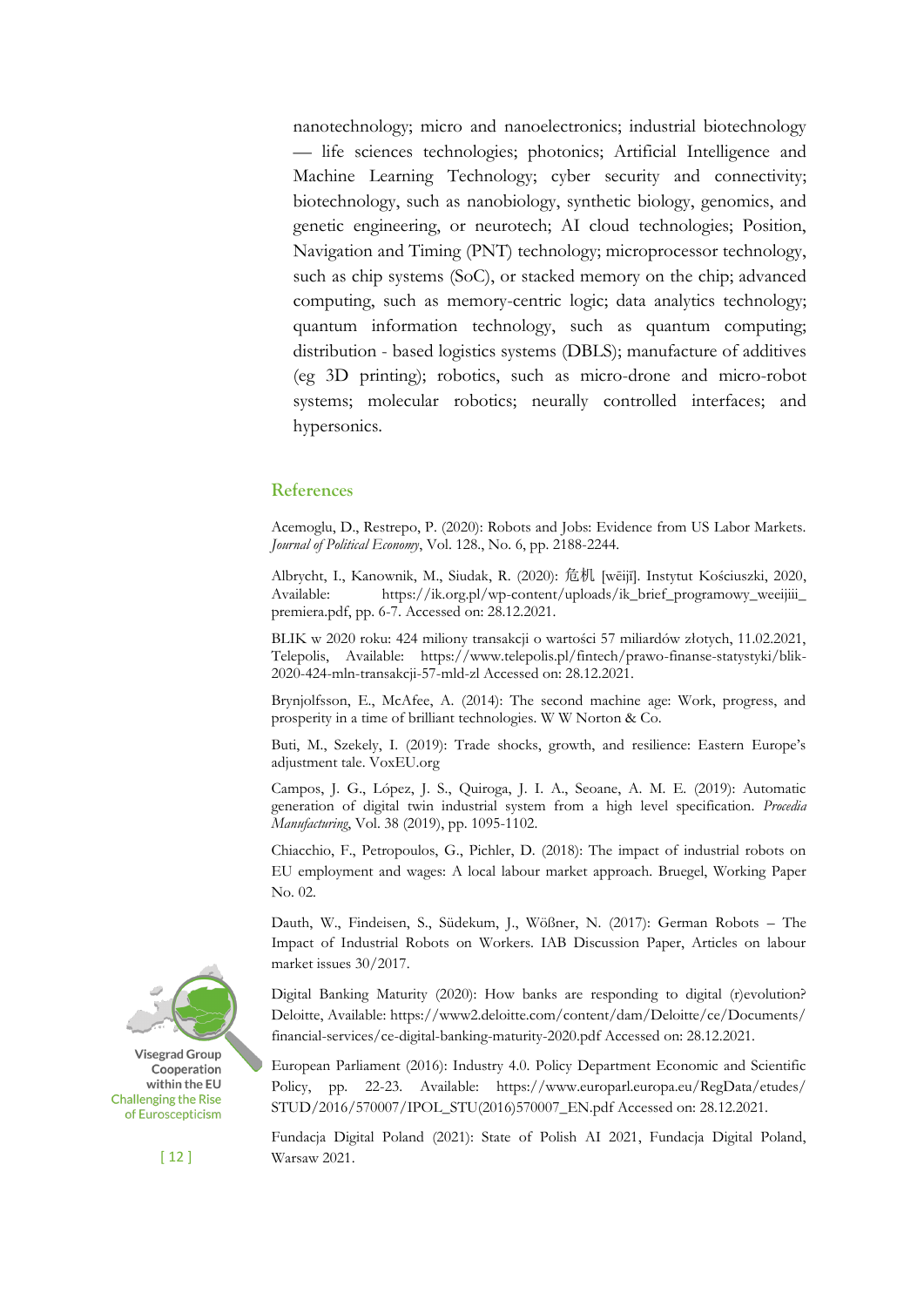nanotechnology; micro and nanoelectronics; industrial biotechnology — life sciences technologies; photonics; Artificial Intelligence and Machine Learning Technology; cyber security and connectivity; biotechnology, such as nanobiology, synthetic biology, genomics, and genetic engineering, or neurotech; AI cloud technologies; Position, Navigation and Timing (PNT) technology; microprocessor technology, such as chip systems (SoC), or stacked memory on the chip; advanced computing, such as memory-centric logic; data analytics technology; quantum information technology, such as quantum computing; distribution - based logistics systems (DBLS); manufacture of additives (eg 3D printing); robotics, such as micro-drone and micro-robot systems; molecular robotics; neurally controlled interfaces; and hypersonics.

## References

Acemoglu, D., Restrepo, P. (2020): Robots and Jobs: Evidence from US Labor Markets. *Journal of Political Economy*, Vol. 128., No. 6, pp. 2188-2244.

Albrycht, I., Kanownik, M., Siudak, R. (2020): 危机 [wēijī]. Instytut Kościuszki, 2020, Available: https://ik.org.pl/wp-content/uploads/ik_brief_programowy_weeijiii_premiera.pdf, pp. 6-7. Accessed on: 28.12.2021.

BLIK w 2020 roku: 424 miliony transakcji o wartości 57 miliardów złotych, 11.02.2021, Telepolis, Available: https://www.telepolis.pl/fintech/prawo-finanse-statystyki/blik-2020-424-mln-transakcji-57-mld-zl Accessed on: 28.12.2021.

Brynjolfsson, E., McAfee, A. (2014): The second machine age: Work, progress, and prosperity in a time of brilliant technologies. W W Norton & Co.

Buti, M., Szekely, I. (2019): Trade shocks, growth, and resilience: Eastern Europe's adjustment tale. VoxEU.org

Campos, J. G., López, J. S., Quiroga, J. I. A., Seoane, A. M. E. (2019): Automatic generation of digital twin industrial system from a high level specification. *Procedia Manufacturing*, Vol. 38 (2019), pp. 1095-1102.

Chiacchio, F., Petropoulos, G., Pichler, D. (2018): The impact of industrial robots on EU employment and wages: A local labour market approach. Bruegel, Working Paper No. 02.

Dauth, W., Findeisen, S., Südekum, J., Wößner, N. (2017): German Robots – The Impact of Industrial Robots on Workers. IAB Discussion Paper, Articles on labour market issues 30/2017.

Digital Banking Maturity (2020): How banks are responding to digital (r)evolution? Deloitte, Available: https://www2.deloitte.com/content/dam/Deloitte/ce/Documents/financial-services/ce-digital-banking-maturity-2020.pdf Accessed on: 28.12.2021.

European Parliament (2016): Industry 4.0. Policy Department Economic and Scientific Policy, pp. 22-23. Available: https://www.europarl.europa.eu/RegData/etudes/STUD/2016/570007/IPOL_STU(2016)570007_EN.pdf Accessed on: 28.12.2021.

Fundacja Digital Poland (2021): State of Polish AI 2021, Fundacja Digital Poland, Warsaw 2021.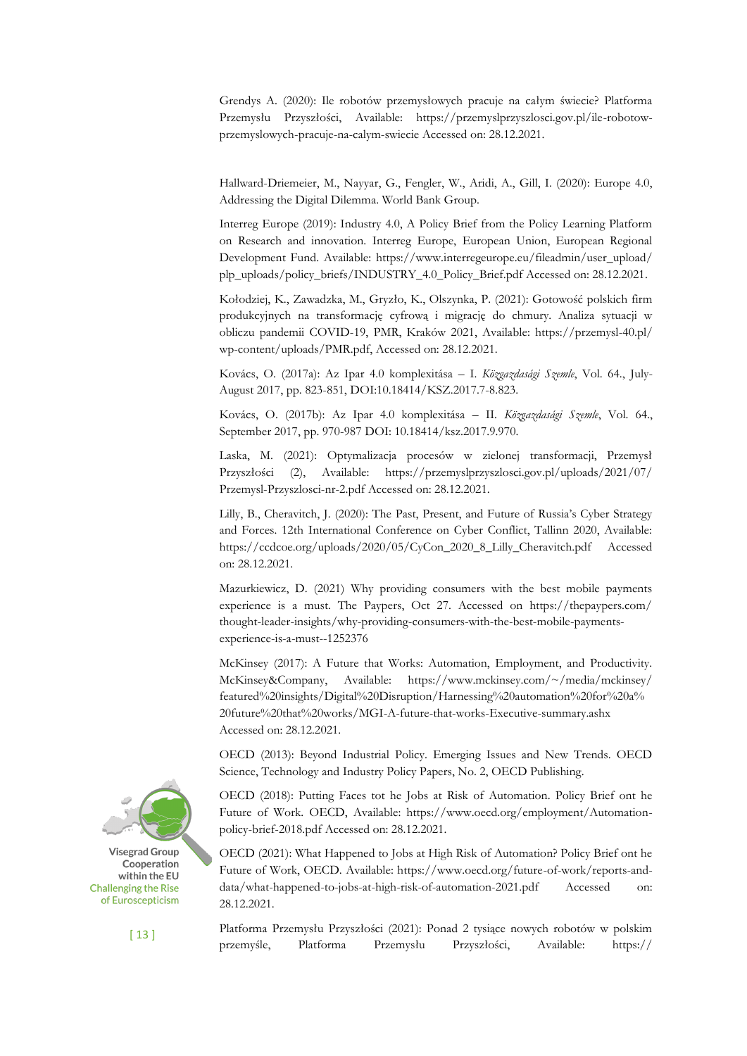Grendys A. (2020): Ile robotów przemysłowych pracuje na całym świecie? Platforma Przemysłu Przyszłości, Available: https://przemyslprzyszlosci.gov.pl/ile-robotow-przemyslowych-pracuje-na-calym-swiecie Accessed on: 28.12.2021.

Hallward-Driemeier, M., Nayyar, G., Fengler, W., Aridi, A., Gill, I. (2020): Europe 4.0, Addressing the Digital Dilemma. World Bank Group.

Interreg Europe (2019): Industry 4.0, A Policy Brief from the Policy Learning Platform on Research and innovation. Interreg Europe, European Union, European Regional Development Fund. Available: https://www.interregeurope.eu/fileadmin/user_upload/plp_uploads/policy_briefs/INDUSTRY_4.0_Policy_Brief.pdf Accessed on: 28.12.2021.

Kołodziej, K., Zawadzka, M., Gryzło, K., Olszynka, P. (2021): Gotowość polskich firm produkcyjnych na transformację cyfrową i migrację do chmury. Analiza sytuacji w obliczu pandemii COVID-19, PMR, Kraków 2021, Available: https://przemysl-40.pl/wp-content/uploads/PMR.pdf, Accessed on: 28.12.2021.

Kovács, O. (2017a): Az Ipar 4.0 komplexitása – I. *Közgazdasági Szemle*, Vol. 64., July-August 2017, pp. 823-851, DOI:10.18414/KSZ.2017.7-8.823.

Kovács, O. (2017b): Az Ipar 4.0 komplexitása – II. *Közgazdasági Szemle*, Vol. 64., September 2017, pp. 970-987 DOI: 10.18414/ksz.2017.9.970.

Laska, M. (2021): Optymalizacja procesów w zielonej transformacji, Przemysł Przyszłości (2), Available: https://przemyslprzyszlosci.gov.pl/uploads/2021/07/Przemysl-Przyszlosci-nr-2.pdf Accessed on: 28.12.2021.

Lilly, B., Cheravitch, J. (2020): The Past, Present, and Future of Russia's Cyber Strategy and Forces. 12th International Conference on Cyber Conflict, Tallinn 2020, Available: https://ccdcoe.org/uploads/2020/05/CyCon_2020_8_Lilly_Cheravitch.pdf Accessed on: 28.12.2021.

Mazurkiewicz, D. (2021) Why providing consumers with the best mobile payments experience is a must. The Paypers, Oct 27. Accessed on https://thepaypers.com/thought-leader-insights/why-providing-consumers-with-the-best-mobile-payments-experience-is-a-must--1252376

McKinsey (2017): A Future that Works: Automation, Employment, and Productivity. McKinsey&Company, Available: https://www.mckinsey.com/~/media/mckinsey/featured%20insights/Digital%20Disruption/Harnessing%20automation%20for%20a%20future%20that%20works/MGI-A-future-that-works-Executive-summary.ashx Accessed on: 28.12.2021.

OECD (2013): Beyond Industrial Policy. Emerging Issues and New Trends. OECD Science, Technology and Industry Policy Papers, No. 2, OECD Publishing.

OECD (2018): Putting Faces tot he Jobs at Risk of Automation. Policy Brief ont he Future of Work. OECD, Available: https://www.oecd.org/employment/Automation-policy-brief-2018.pdf Accessed on: 28.12.2021.

OECD (2021): What Happened to Jobs at High Risk of Automation? Policy Brief ont he Future of Work, OECD. Available: https://www.oecd.org/future-of-work/reports-and-data/what-happened-to-jobs-at-high-risk-of-automation-2021.pdf Accessed on: 28.12.2021.

Platforma Przemysłu Przyszłości (2021): Ponad 2 tysiące nowych robotów w polskim przemyśle, Platforma Przemysłu Przyszłości, Available: https://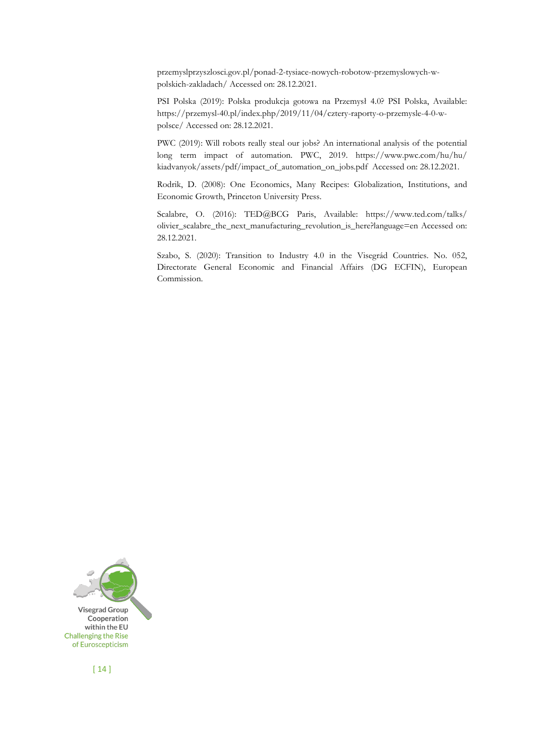przemyslprzyszlosci.gov.pl/ponad-2-tysiace-nowych-robotow-przemyslowych-w-polskich-zakladach/ Accessed on: 28.12.2021.

PSI Polska (2019): Polska produkcja gotowa na Przemysł 4.0? PSI Polska, Available: https://przemysl-40.pl/index.php/2019/11/04/cztery-raporty-o-przemysle-4-0-w-polsce/ Accessed on: 28.12.2021.

PWC (2019): Will robots really steal our jobs? An international analysis of the potential long term impact of automation. PWC, 2019. https://www.pwc.com/hu/hu/kiadvanyok/assets/pdf/impact_of_automation_on_jobs.pdf Accessed on: 28.12.2021.

Rodrik, D. (2008): One Economics, Many Recipes: Globalization, Institutions, and Economic Growth, Princeton University Press.

Scalabre, O. (2016): TED@BCG Paris, Available: https://www.ted.com/talks/olivier_scalabre_the_next_manufacturing_revolution_is_here?language=en Accessed on: 28.12.2021.

Szabo, S. (2020): Transition to Industry 4.0 in the Visegrád Countries. No. 052, Directorate General Economic and Financial Affairs (DG ECFIN), European Commission.